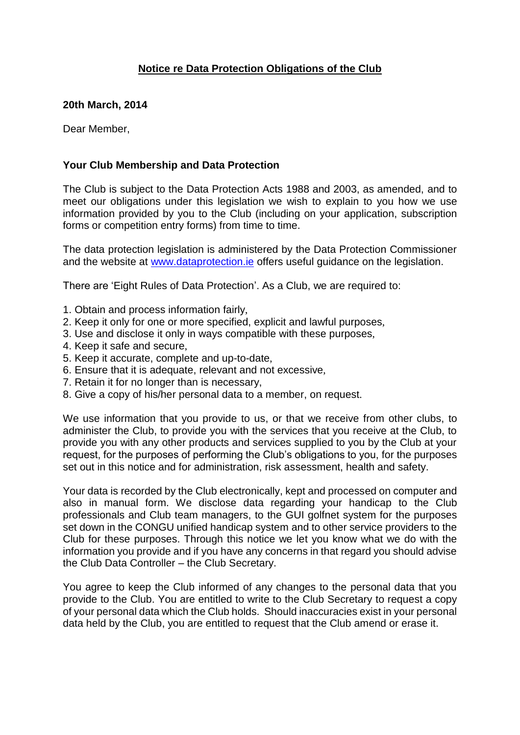## Notice re Data Protection Obligations of the Club

**20th March, 2014**

Dear Member,

**Your Club Membership and Data Protection**

The Club is subject to the Data Protection Acts 1988 and 2003, as amended, and to meet our obligations under this legislation we wish to explain to you how we use information provided by you to the Club (including on your application, subscription forms or competition entry forms) from time to time.

The data protection legislation is administered by the Data Protection Commissioner and the website at www.dataprotection.ie offers useful guidance on the legislation.

There are 'Eight Rules of Data Protection'. As a Club, we are required to:

1. Obtain and process information fairly,
2. Keep it only for one or more specified, explicit and lawful purposes,
3. Use and disclose it only in ways compatible with these purposes,
4. Keep it safe and secure,
5. Keep it accurate, complete and up-to-date,
6. Ensure that it is adequate, relevant and not excessive,
7. Retain it for no longer than is necessary,
8. Give a copy of his/her personal data to a member, on request.

We use information that you provide to us, or that we receive from other clubs, to administer the Club, to provide you with the services that you receive at the Club, to provide you with any other products and services supplied to you by the Club at your request, for the purposes of performing the Club's obligations to you, for the purposes set out in this notice and for administration, risk assessment, health and safety.

Your data is recorded by the Club electronically, kept and processed on computer and also in manual form. We disclose data regarding your handicap to the Club professionals and Club team managers, to the GUI golfnet system for the purposes set down in the CONGU unified handicap system and to other service providers to the Club for these purposes. Through this notice we let you know what we do with the information you provide and if you have any concerns in that regard you should advise the Club Data Controller – the Club Secretary.

You agree to keep the Club informed of any changes to the personal data that you provide to the Club. You are entitled to write to the Club Secretary to request a copy of your personal data which the Club holds. Should inaccuracies exist in your personal data held by the Club, you are entitled to request that the Club amend or erase it.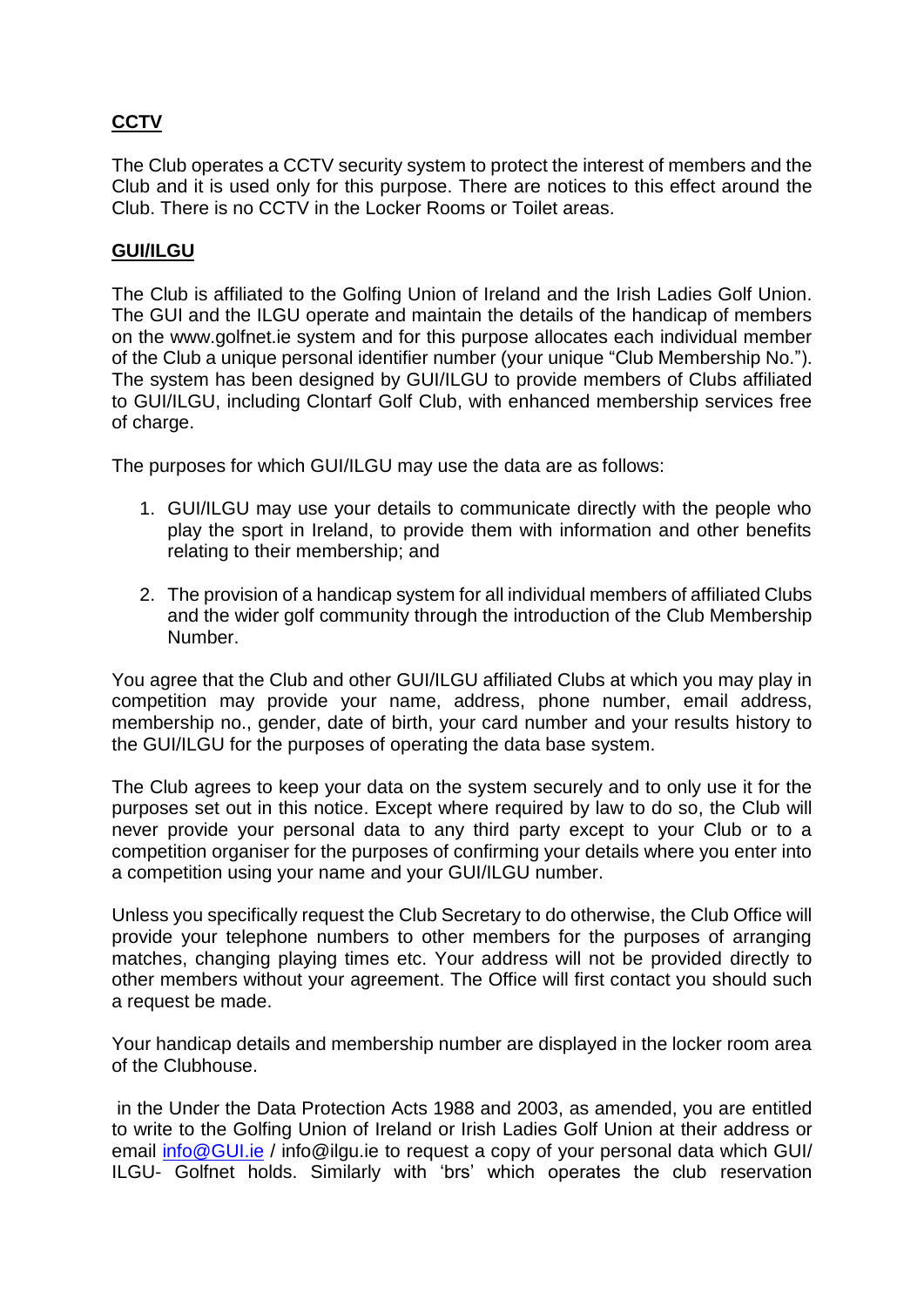**CCTV**

The Club operates a CCTV security system to protect the interest of members and the Club and it is used only for this purpose. There are notices to this effect around the Club. There is no CCTV in the Locker Rooms or Toilet areas.

**GUI/ILGU**

The Club is affiliated to the Golfing Union of Ireland and the Irish Ladies Golf Union. The GUI and the ILGU operate and maintain the details of the handicap of members on the www.golfnet.ie system and for this purpose allocates each individual member of the Club a unique personal identifier number (your unique "Club Membership No."). The system has been designed by GUI/ILGU to provide members of Clubs affiliated to GUI/ILGU, including Clontarf Golf Club, with enhanced membership services free of charge.

The purposes for which GUI/ILGU may use the data are as follows:

1. GUI/ILGU may use your details to communicate directly with the people who play the sport in Ireland, to provide them with information and other benefits relating to their membership; and

2. The provision of a handicap system for all individual members of affiliated Clubs and the wider golf community through the introduction of the Club Membership Number.

You agree that the Club and other GUI/ILGU affiliated Clubs at which you may play in competition may provide your name, address, phone number, email address, membership no., gender, date of birth, your card number and your results history to the GUI/ILGU for the purposes of operating the data base system.

The Club agrees to keep your data on the system securely and to only use it for the purposes set out in this notice. Except where required by law to do so, the Club will never provide your personal data to any third party except to your Club or to a competition organiser for the purposes of confirming your details where you enter into a competition using your name and your GUI/ILGU number.

Unless you specifically request the Club Secretary to do otherwise, the Club Office will provide your telephone numbers to other members for the purposes of arranging matches, changing playing times etc. Your address will not be provided directly to other members without your agreement. The Office will first contact you should such a request be made.

Your handicap details and membership number are displayed in the locker room area of the Clubhouse.

in the Under the Data Protection Acts 1988 and 2003, as amended, you are entitled to write to the Golfing Union of Ireland or Irish Ladies Golf Union at their address or email info@GUI.ie / info@ilgu.ie to request a copy of your personal data which GUI/ ILGU- Golfnet holds. Similarly with 'brs' which operates the club reservation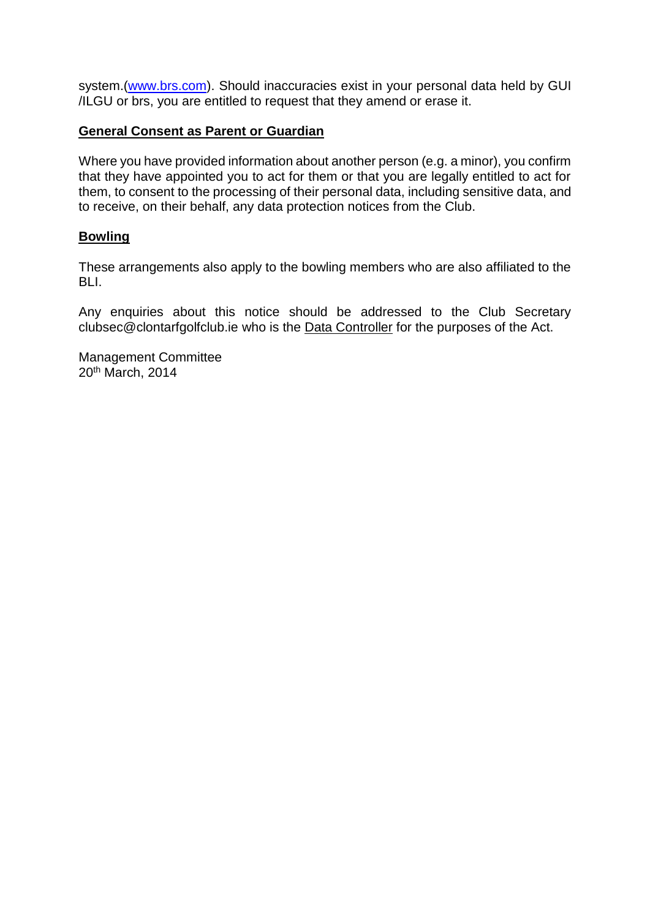system.([www.brs.com](www.brs.com)). Should inaccuracies exist in your personal data held by GUI /ILGU or brs, you are entitled to request that they amend or erase it.

## General Consent as Parent or Guardian

Where you have provided information about another person (e.g. a minor), you confirm that they have appointed you to act for them or that you are legally entitled to act for them, to consent to the processing of their personal data, including sensitive data, and to receive, on their behalf, any data protection notices from the Club.

## Bowling

These arrangements also apply to the bowling members who are also affiliated to the BLI.

Any enquiries about this notice should be addressed to the Club Secretary clubsec@clontarfgolfclub.ie who is the Data Controller for the purposes of the Act.

Management Committee
20th March, 2014